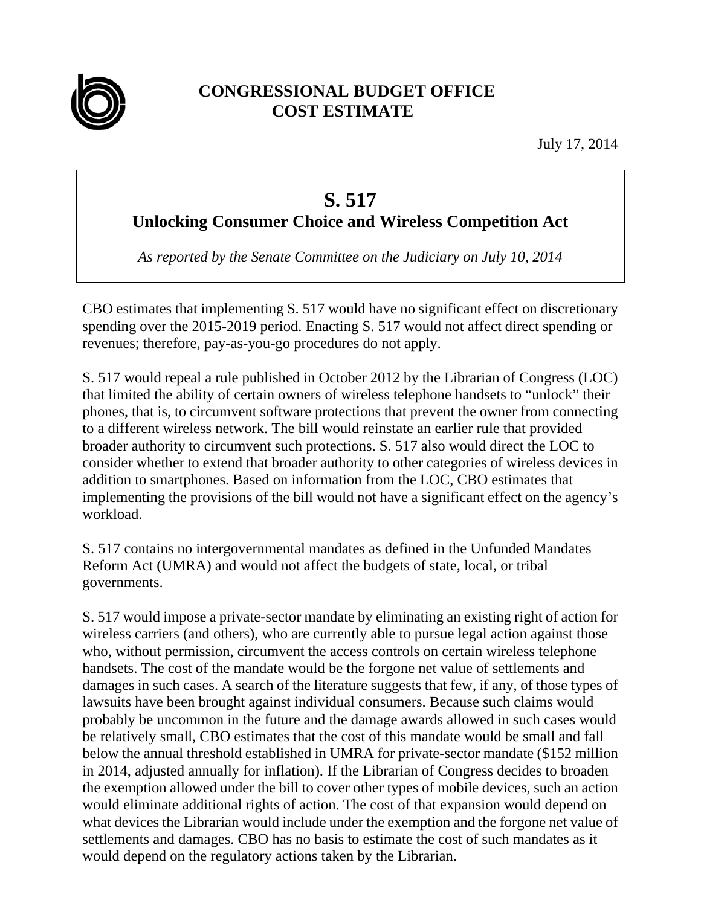**CONGRESSIONAL BUDGET OFFICE**
**COST ESTIMATE**

July 17, 2014

# S. 517

## Unlocking Consumer Choice and Wireless Competition Act

*As reported by the Senate Committee on the Judiciary on July 10, 2014*

CBO estimates that implementing S. 517 would have no significant effect on discretionary spending over the 2015-2019 period. Enacting S. 517 would not affect direct spending or revenues; therefore, pay-as-you-go procedures do not apply.

S. 517 would repeal a rule published in October 2012 by the Librarian of Congress (LOC) that limited the ability of certain owners of wireless telephone handsets to "unlock" their phones, that is, to circumvent software protections that prevent the owner from connecting to a different wireless network. The bill would reinstate an earlier rule that provided broader authority to circumvent such protections. S. 517 also would direct the LOC to consider whether to extend that broader authority to other categories of wireless devices in addition to smartphones. Based on information from the LOC, CBO estimates that implementing the provisions of the bill would not have a significant effect on the agency's workload.

S. 517 contains no intergovernmental mandates as defined in the Unfunded Mandates Reform Act (UMRA) and would not affect the budgets of state, local, or tribal governments.

S. 517 would impose a private-sector mandate by eliminating an existing right of action for wireless carriers (and others), who are currently able to pursue legal action against those who, without permission, circumvent the access controls on certain wireless telephone handsets. The cost of the mandate would be the forgone net value of settlements and damages in such cases. A search of the literature suggests that few, if any, of those types of lawsuits have been brought against individual consumers. Because such claims would probably be uncommon in the future and the damage awards allowed in such cases would be relatively small, CBO estimates that the cost of this mandate would be small and fall below the annual threshold established in UMRA for private-sector mandate ($152 million in 2014, adjusted annually for inflation). If the Librarian of Congress decides to broaden the exemption allowed under the bill to cover other types of mobile devices, such an action would eliminate additional rights of action. The cost of that expansion would depend on what devices the Librarian would include under the exemption and the forgone net value of settlements and damages. CBO has no basis to estimate the cost of such mandates as it would depend on the regulatory actions taken by the Librarian.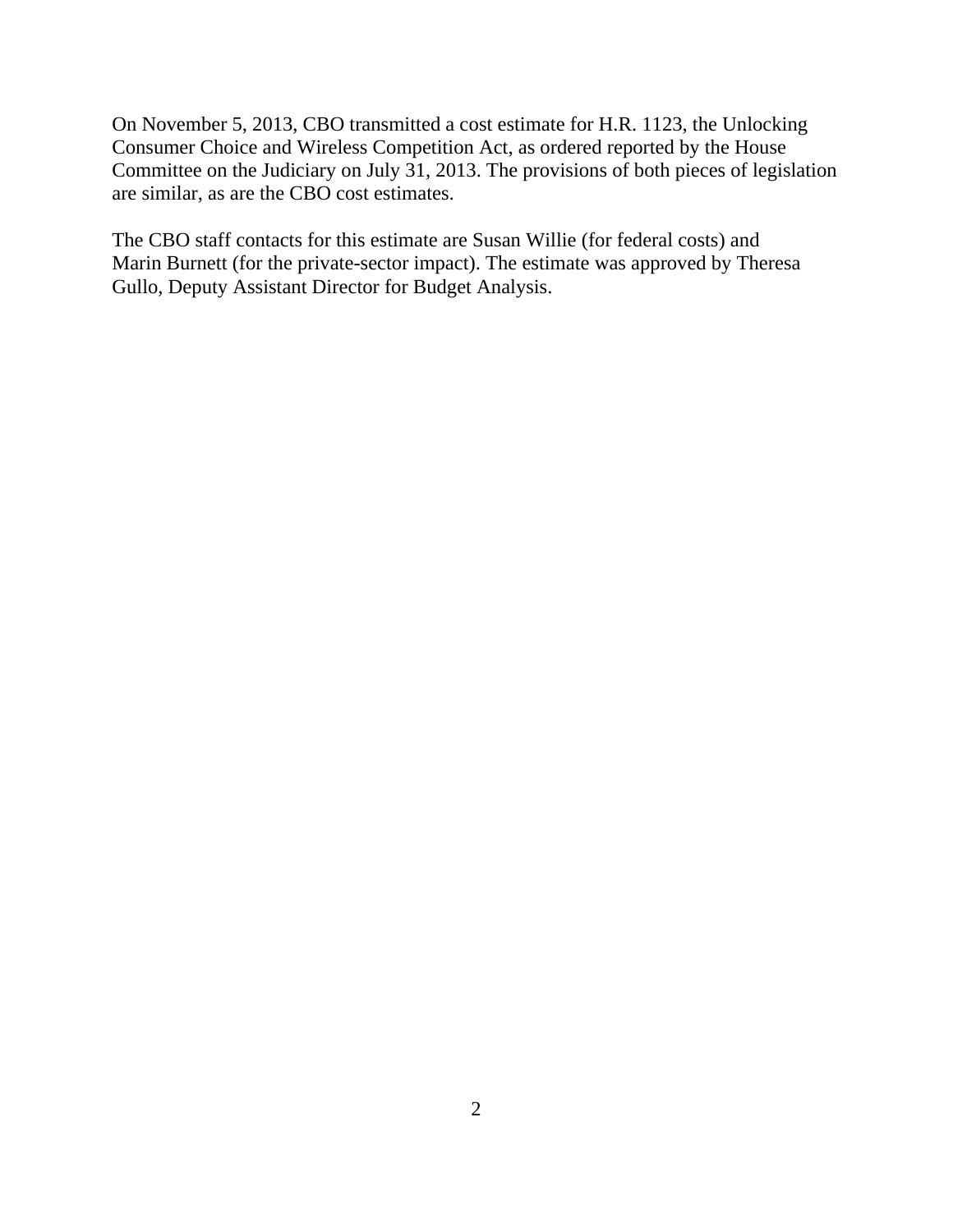On November 5, 2013, CBO transmitted a cost estimate for H.R. 1123, the Unlocking Consumer Choice and Wireless Competition Act, as ordered reported by the House Committee on the Judiciary on July 31, 2013. The provisions of both pieces of legislation are similar, as are the CBO cost estimates.

The CBO staff contacts for this estimate are Susan Willie (for federal costs) and Marin Burnett (for the private-sector impact). The estimate was approved by Theresa Gullo, Deputy Assistant Director for Budget Analysis.